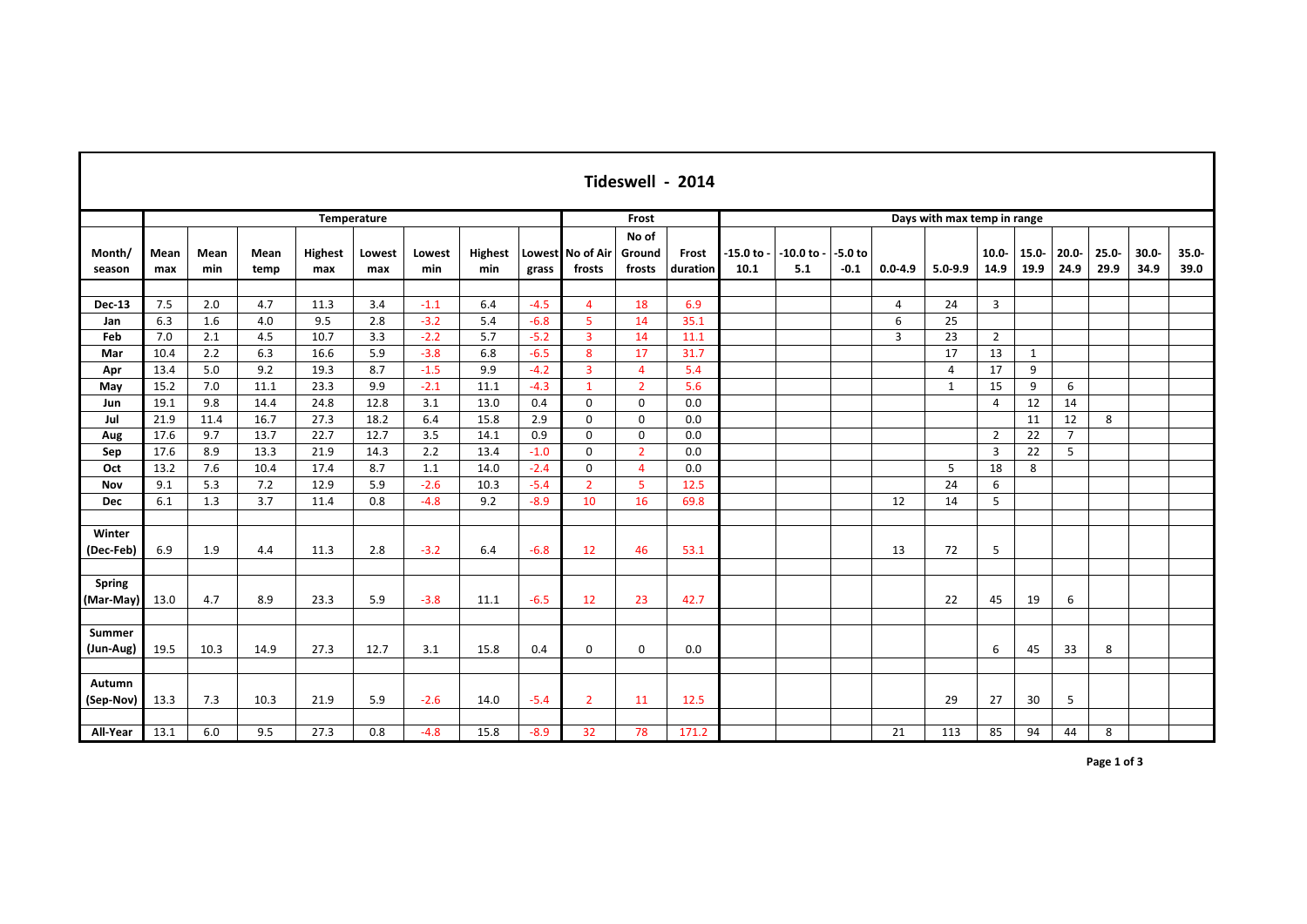# Tideswell - 2014

| Month/ season | Temperature | | | | | | | | Frost | | | Days with max temp in range | | | | | | | | | | |
|---|---|---|---|---|---|---|---|---|---|---|---|---|---|---|---|---|---|---|---|---|---|---|
| | Mean max | Mean min | Mean temp | Highest max | Lowest max | Lowest min | Highest min | Lowest grass | No of Air frosts | No of Ground frosts | Frost duration | -15.0 to -10.1 | -10.0 to -5.1 | -5.0 to -0.1 | 0.0-4.9 | 5.0-9.9 | 10.0-14.9 | 15.0-19.9 | 20.0-24.9 | 25.0-29.9 | 30.0-34.9 | 35.0-39.0 |
| Dec-13 | 7.5 | 2.0 | 4.7 | 11.3 | 3.4 | -1.1 | 6.4 | -4.5 | 4 | 18 | 6.9 | | | | 4 | 24 | 3 | | | | | |
| Jan | 6.3 | 1.6 | 4.0 | 9.5 | 2.8 | -3.2 | 5.4 | -6.8 | 5 | 14 | 35.1 | | | | 6 | 25 | | | | | | |
| Feb | 7.0 | 2.1 | 4.5 | 10.7 | 3.3 | -2.2 | 5.7 | -5.2 | 3 | 14 | 11.1 | | | | 3 | 23 | 2 | | | | | |
| Mar | 10.4 | 2.2 | 6.3 | 16.6 | 5.9 | -3.8 | 6.8 | -6.5 | 8 | 17 | 31.7 | | | | | 17 | 13 | 1 | | | | |
| Apr | 13.4 | 5.0 | 9.2 | 19.3 | 8.7 | -1.5 | 9.9 | -4.2 | 3 | 4 | 5.4 | | | | | 4 | 17 | 9 | | | | |
| May | 15.2 | 7.0 | 11.1 | 23.3 | 9.9 | -2.1 | 11.1 | -4.3 | 1 | 2 | 5.6 | | | | | 1 | 15 | 9 | 6 | | | |
| Jun | 19.1 | 9.8 | 14.4 | 24.8 | 12.8 | 3.1 | 13.0 | 0.4 | 0 | 0 | 0.0 | | | | | | 4 | 12 | 14 | | | |
| Jul | 21.9 | 11.4 | 16.7 | 27.3 | 18.2 | 6.4 | 15.8 | 2.9 | 0 | 0 | 0.0 | | | | | | | 11 | 12 | 8 | | |
| Aug | 17.6 | 9.7 | 13.7 | 22.7 | 12.7 | 3.5 | 14.1 | 0.9 | 0 | 0 | 0.0 | | | | | | 2 | 22 | 7 | | | |
| Sep | 17.6 | 8.9 | 13.3 | 21.9 | 14.3 | 2.2 | 13.4 | -1.0 | 0 | 2 | 0.0 | | | | | | 3 | 22 | 5 | | | |
| Oct | 13.2 | 7.6 | 10.4 | 17.4 | 8.7 | 1.1 | 14.0 | -2.4 | 0 | 4 | 0.0 | | | | | 5 | 18 | 8 | | | | |
| Nov | 9.1 | 5.3 | 7.2 | 12.9 | 5.9 | -2.6 | 10.3 | -5.4 | 2 | 5 | 12.5 | | | | | 24 | 6 | | | | | |
| Dec | 6.1 | 1.3 | 3.7 | 11.4 | 0.8 | -4.8 | 9.2 | -8.9 | 10 | 16 | 69.8 | | | | 12 | 14 | 5 | | | | | |
| Winter (Dec-Feb) | 6.9 | 1.9 | 4.4 | 11.3 | 2.8 | -3.2 | 6.4 | -6.8 | 12 | 46 | 53.1 | | | | 13 | 72 | 5 | | | | | |
| Spring (Mar-May) | 13.0 | 4.7 | 8.9 | 23.3 | 5.9 | -3.8 | 11.1 | -6.5 | 12 | 23 | 42.7 | | | | | 22 | 45 | 19 | 6 | | | |
| Summer (Jun-Aug) | 19.5 | 10.3 | 14.9 | 27.3 | 12.7 | 3.1 | 15.8 | 0.4 | 0 | 0 | 0.0 | | | | | | 6 | 45 | 33 | 8 | | |
| Autumn (Sep-Nov) | 13.3 | 7.3 | 10.3 | 21.9 | 5.9 | -2.6 | 14.0 | -5.4 | 2 | 11 | 12.5 | | | | | 29 | 27 | 30 | 5 | | | |
| All-Year | 13.1 | 6.0 | 9.5 | 27.3 | 0.8 | -4.8 | 15.8 | -8.9 | 32 | 78 | 171.2 | | | | 21 | 113 | 85 | 94 | 44 | 8 | | |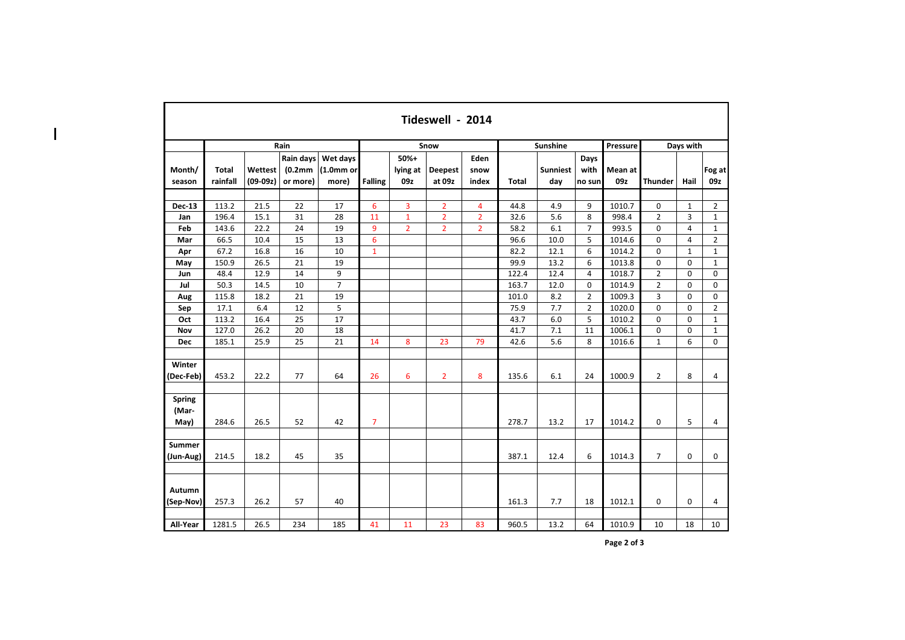# Tideswell - 2014

| Month/ season | Rain | | | | Snow | | | | Sunshine | | | Pressure | Days with | | |
|---|---|---|---|---|---|---|---|---|---|---|---|---|---|---|---|
| | Total rainfall | Wettest (09-09z) | Rain days (0.2mm or more) | Wet days (1.0mm or more) | Falling | 50%+ lying at 09z | Deepest at 09z | Eden snow index | Total | Sunniest day | Days with no sun | Mean at 09z | Thunder | Hail | Fog at 09z |
| **Dec-13** | 113.2 | 21.5 | 22 | 17 | 6 | 3 | 2 | 4 | 44.8 | 4.9 | 9 | 1010.7 | 0 | 1 | 2 |
| **Jan** | 196.4 | 15.1 | 31 | 28 | 11 | 1 | 2 | 2 | 32.6 | 5.6 | 8 | 998.4 | 2 | 3 | 1 |
| **Feb** | 143.6 | 22.2 | 24 | 19 | 9 | 2 | 2 | 2 | 58.2 | 6.1 | 7 | 993.5 | 0 | 4 | 1 |
| **Mar** | 66.5 | 10.4 | 15 | 13 | 6 | | | | 96.6 | 10.0 | 5 | 1014.6 | 0 | 4 | 2 |
| **Apr** | 67.2 | 16.8 | 16 | 10 | 1 | | | | 82.2 | 12.1 | 6 | 1014.2 | 0 | 1 | 1 |
| **May** | 150.9 | 26.5 | 21 | 19 | | | | | 99.9 | 13.2 | 6 | 1013.8 | 0 | 0 | 1 |
| **Jun** | 48.4 | 12.9 | 14 | 9 | | | | | 122.4 | 12.4 | 4 | 1018.7 | 2 | 0 | 0 |
| **Jul** | 50.3 | 14.5 | 10 | 7 | | | | | 163.7 | 12.0 | 0 | 1014.9 | 2 | 0 | 0 |
| **Aug** | 115.8 | 18.2 | 21 | 19 | | | | | 101.0 | 8.2 | 2 | 1009.3 | 3 | 0 | 0 |
| **Sep** | 17.1 | 6.4 | 12 | 5 | | | | | 75.9 | 7.7 | 2 | 1020.0 | 0 | 0 | 2 |
| **Oct** | 113.2 | 16.4 | 25 | 17 | | | | | 43.7 | 6.0 | 5 | 1010.2 | 0 | 0 | 1 |
| **Nov** | 127.0 | 26.2 | 20 | 18 | | | | | 41.7 | 7.1 | 11 | 1006.1 | 0 | 0 | 1 |
| **Dec** | 185.1 | 25.9 | 25 | 21 | 14 | 8 | 23 | 79 | 42.6 | 5.6 | 8 | 1016.6 | 1 | 6 | 0 |
| **Winter (Dec-Feb)** | 453.2 | 22.2 | 77 | 64 | 26 | 6 | 2 | 8 | 135.6 | 6.1 | 24 | 1000.9 | 2 | 8 | 4 |
| **Spring (Mar-May)** | 284.6 | 26.5 | 52 | 42 | 7 | | | | 278.7 | 13.2 | 17 | 1014.2 | 0 | 5 | 4 |
| **Summer (Jun-Aug)** | 214.5 | 18.2 | 45 | 35 | | | | | 387.1 | 12.4 | 6 | 1014.3 | 7 | 0 | 0 |
| **Autumn (Sep-Nov)** | 257.3 | 26.2 | 57 | 40 | | | | | 161.3 | 7.7 | 18 | 1012.1 | 0 | 0 | 4 |
| **All-Year** | 1281.5 | 26.5 | 234 | 185 | 41 | 11 | 23 | 83 | 960.5 | 13.2 | 64 | 1010.9 | 10 | 18 | 10 |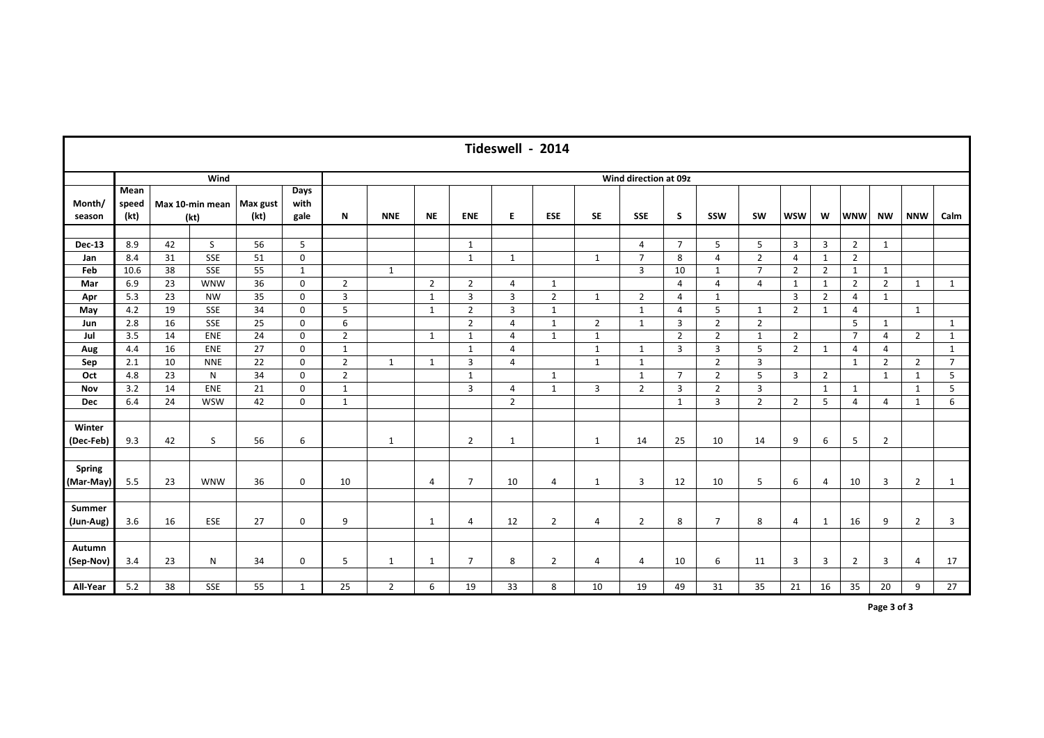# Tideswell - 2014

| Month/ season | Wind | | | | | Wind direction at 09z | | | | | | | | | | | | | | | | |
|---|---|---|---|---|---|---|---|---|---|---|---|---|---|---|---|---|---|---|---|---|---|---|
| | Mean speed (kt) | Max 10-min mean (kt) | | Max gust (kt) | Days with gale | N | NNE | NE | ENE | E | ESE | SE | SSE | S | SSW | SW | WSW | W | WNW | NW | NNW | Calm |
| **Dec-13** | 8.9 | 42 | S | 56 | 5 | | | | 1 | | | | 4 | 7 | 5 | 5 | 3 | 3 | 2 | 1 | | |
| **Jan** | 8.4 | 31 | SSE | 51 | 0 | | | | 1 | 1 | | 1 | 7 | 8 | 4 | 2 | 4 | 1 | 2 | | | |
| **Feb** | 10.6 | 38 | SSE | 55 | 1 | | 1 | | | | | | 3 | 10 | 1 | 7 | 2 | 2 | 1 | 1 | | |
| **Mar** | 6.9 | 23 | WNW | 36 | 0 | 2 | | 2 | 2 | 4 | 1 | | | 4 | 4 | 4 | 1 | 1 | 2 | 2 | 1 | 1 |
| **Apr** | 5.3 | 23 | NW | 35 | 0 | 3 | | 1 | 3 | 3 | 2 | 1 | 2 | 4 | 1 | | 3 | 2 | 4 | 1 | | |
| **May** | 4.2 | 19 | SSE | 34 | 0 | 5 | | 1 | 2 | 3 | 1 | | 1 | 4 | 5 | 1 | 2 | 1 | 4 | | 1 | |
| **Jun** | 2.8 | 16 | SSE | 25 | 0 | 6 | | | 2 | 4 | 1 | 2 | 1 | 3 | 2 | 2 | | | 5 | 1 | | 1 |
| **Jul** | 3.5 | 14 | ENE | 24 | 0 | 2 | | 1 | 1 | 4 | 1 | 1 | | 2 | 2 | 1 | 2 | | 7 | 4 | 2 | 1 |
| **Aug** | 4.4 | 16 | ENE | 27 | 0 | 1 | | | 1 | 4 | | 1 | 1 | 3 | 3 | 5 | 2 | 1 | 4 | 4 | | 1 |
| **Sep** | 2.1 | 10 | NNE | 22 | 0 | 2 | 1 | 1 | 3 | 4 | | 1 | 1 | | 2 | 3 | | | 1 | 2 | 2 | 7 |
| **Oct** | 4.8 | 23 | N | 34 | 0 | 2 | | | 1 | | 1 | | 1 | 7 | 2 | 5 | 3 | 2 | | 1 | 1 | 5 |
| **Nov** | 3.2 | 14 | ENE | 21 | 0 | 1 | | | 3 | 4 | 1 | 3 | 2 | 3 | 2 | 3 | | 1 | 1 | | 1 | 5 |
| **Dec** | 6.4 | 24 | WSW | 42 | 0 | 1 | | | | 2 | | | | 1 | 3 | 2 | 2 | 5 | 4 | 4 | 1 | 6 |
| **Winter (Dec-Feb)** | 9.3 | 42 | S | 56 | 6 | | 1 | | 2 | 1 | | 1 | 14 | 25 | 10 | 14 | 9 | 6 | 5 | 2 | | |
| **Spring (Mar-May)** | 5.5 | 23 | WNW | 36 | 0 | 10 | | 4 | 7 | 10 | 4 | 1 | 3 | 12 | 10 | 5 | 6 | 4 | 10 | 3 | 2 | 1 |
| **Summer (Jun-Aug)** | 3.6 | 16 | ESE | 27 | 0 | 9 | | 1 | 4 | 12 | 2 | 4 | 2 | 8 | 7 | 8 | 4 | 1 | 16 | 9 | 2 | 3 |
| **Autumn (Sep-Nov)** | 3.4 | 23 | N | 34 | 0 | 5 | 1 | 1 | 7 | 8 | 2 | 4 | 4 | 10 | 6 | 11 | 3 | 3 | 2 | 3 | 4 | 17 |
| **All-Year** | 5.2 | 38 | SSE | 55 | 1 | 25 | 2 | 6 | 19 | 33 | 8 | 10 | 19 | 49 | 31 | 35 | 21 | 16 | 35 | 20 | 9 | 27 |